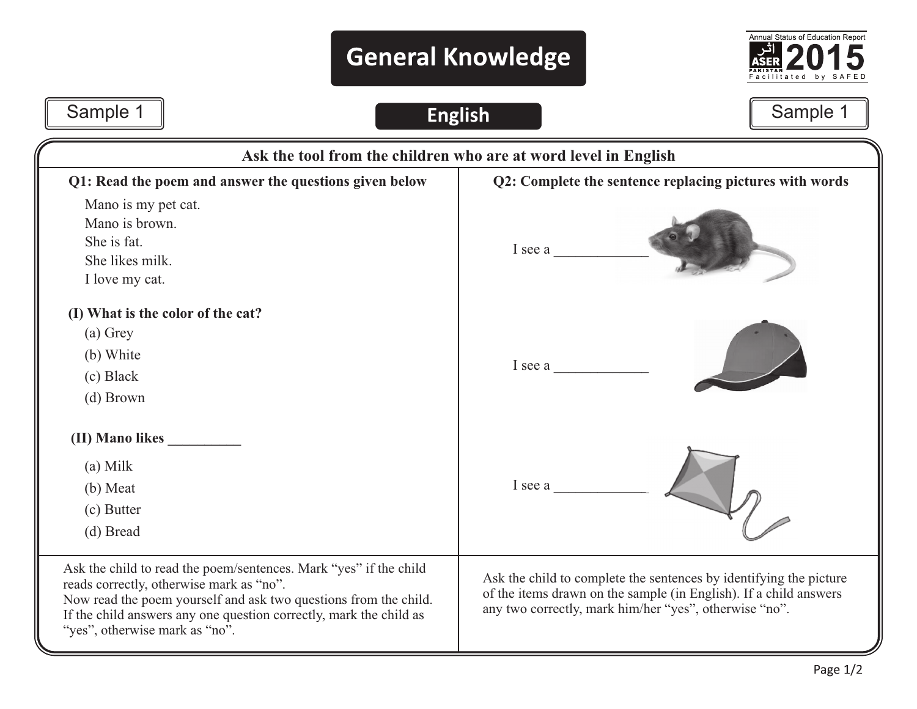# General Knowledge

Annual Status of Education Report
ASER PAKISTAN 2015
Facilitated by SAFED

Sample 1

## English

Sample 1

**Ask the tool from the children who are at word level in English**

**Q1: Read the poem and answer the questions given below**

Mano is my pet cat.
Mano is brown.
She is fat.
She likes milk.
I love my cat.

**(I) What is the color of the cat?**

(a) Grey
(b) White
(c) Black
(d) Brown

**(II) Mano likes __________**

(a) Milk
(b) Meat
(c) Butter
(d) Bread

Ask the child to read the poem/sentences. Mark "yes" if the child reads correctly, otherwise mark as "no".
Now read the poem yourself and ask two questions from the child. If the child answers any one question correctly, mark the child as "yes", otherwise mark as "no".

**Q2: Complete the sentence replacing pictures with words**

I see a _____________

I see a _____________

I see a _____________

Ask the child to complete the sentences by identifying the picture of the items drawn on the sample (in English). If a child answers any two correctly, mark him/her "yes", otherwise "no".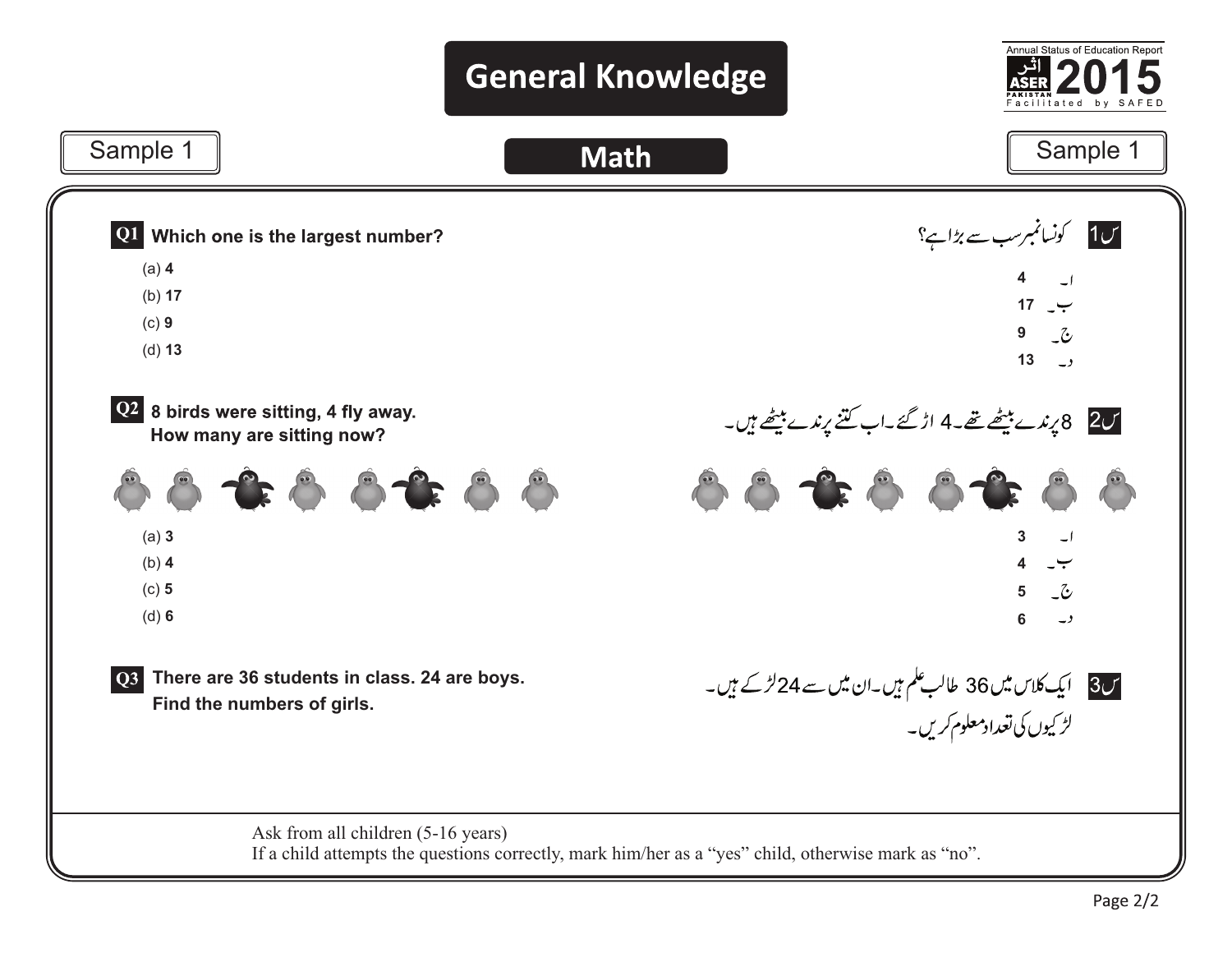# General Knowledge

Annual Status of Education Report
ASER PAKISTAN 2015
Facilitated by SAFED

Sample 1

## Math

Sample 1

**Q1** **Which one is the largest number?**

(a) **4**
(b) **17**
(c) **9**
(d) **13**

س1 کونسا نمبر سب سے بڑا ہے؟

ا۔ **4**
ب۔ **17**
ج۔ **9**
د۔ **13**

**Q2** **8 birds were sitting, 4 fly away.**
**How many are sitting now?**

(a) **3**
(b) **4**
(c) **5**
(d) **6**

س2 8 پرندے بیٹھے تھے۔4 اڑ گئے۔اب کتنے پرندے بیٹھے ہیں۔

ا۔ **3**
ب۔ **4**
ج۔ **5**
د۔ **6**

**Q3** **There are 36 students in class. 24 are boys.**
**Find the numbers of girls.**

س3 ایک کلاس میں 36 طالب علم ہیں۔ان میں سے 24 لڑکے ہیں۔
لڑکیوں کی تعداد معلوم کریں۔

Ask from all children (5-16 years)
If a child attempts the questions correctly, mark him/her as a "yes" child, otherwise mark as "no".